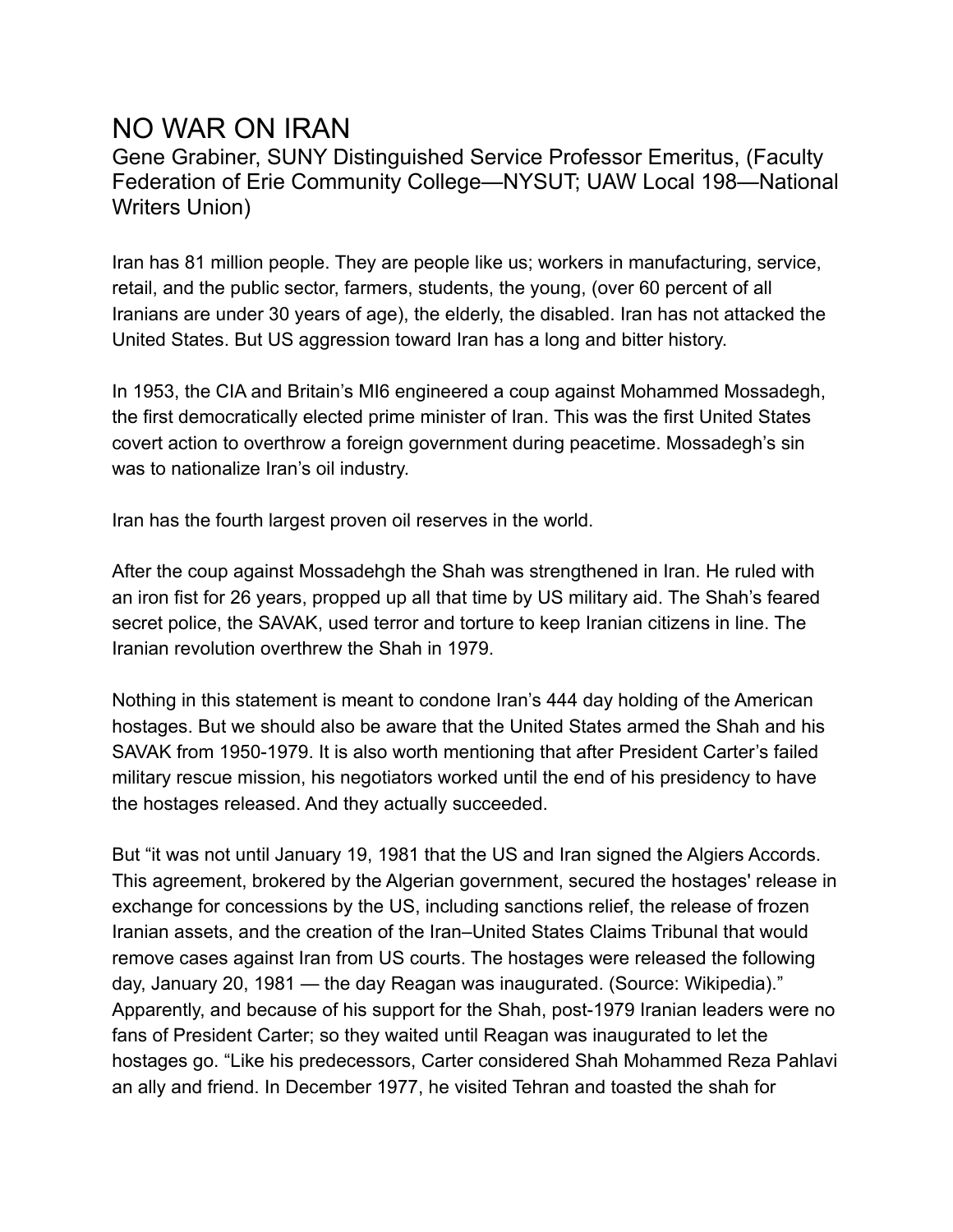# NO WAR ON IRAN

Gene Grabiner, SUNY Distinguished Service Professor Emeritus, (Faculty Federation of Erie Community College—NYSUT; UAW Local 198—National Writers Union)

Iran has 81 million people. They are people like us; workers in manufacturing, service, retail, and the public sector, farmers, students, the young, (over 60 percent of all Iranians are under 30 years of age), the elderly, the disabled. Iran has not attacked the United States. But US aggression toward Iran has a long and bitter history.

In 1953, the CIA and Britain's MI6 engineered a coup against Mohammed Mossadegh, the first democratically elected prime minister of Iran. This was the first United States covert action to overthrow a foreign government during peacetime. Mossadegh's sin was to nationalize Iran's oil industry.

Iran has the fourth largest proven oil reserves in the world.

After the coup against Mossadehgh the Shah was strengthened in Iran. He ruled with an iron fist for 26 years, propped up all that time by US military aid. The Shah's feared secret police, the SAVAK, used terror and torture to keep Iranian citizens in line. The Iranian revolution overthrew the Shah in 1979.

Nothing in this statement is meant to condone Iran's 444 day holding of the American hostages. But we should also be aware that the United States armed the Shah and his SAVAK from 1950-1979. It is also worth mentioning that after President Carter's failed military rescue mission, his negotiators worked until the end of his presidency to have the hostages released. And they actually succeeded.

But "it was not until January 19, 1981 that the US and Iran signed the Algiers Accords. This agreement, brokered by the Algerian government, secured the hostages' release in exchange for concessions by the US, including sanctions relief, the release of frozen Iranian assets, and the creation of the Iran–United States Claims Tribunal that would remove cases against Iran from US courts. The hostages were released the following day, January 20, 1981 — the day Reagan was inaugurated. (Source: Wikipedia)." Apparently, and because of his support for the Shah, post-1979 Iranian leaders were no fans of President Carter; so they waited until Reagan was inaugurated to let the hostages go. "Like his predecessors, Carter considered Shah Mohammed Reza Pahlavi an ally and friend. In December 1977, he visited Tehran and toasted the shah for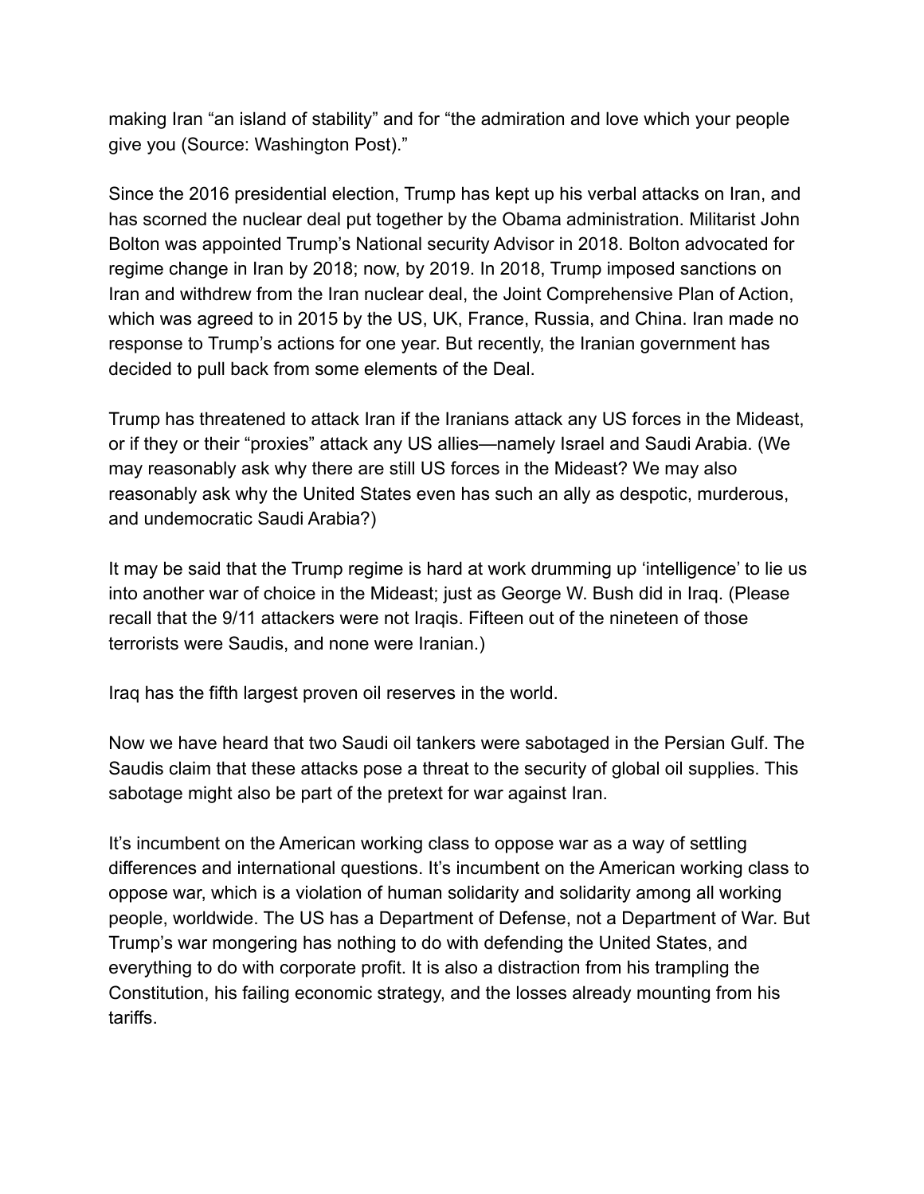making Iran "an island of stability" and for "the admiration and love which your people give you (Source: Washington Post)."

Since the 2016 presidential election, Trump has kept up his verbal attacks on Iran, and has scorned the nuclear deal put together by the Obama administration. Militarist John Bolton was appointed Trump's National security Advisor in 2018. Bolton advocated for regime change in Iran by 2018; now, by 2019. In 2018, Trump imposed sanctions on Iran and withdrew from the Iran nuclear deal, the Joint Comprehensive Plan of Action, which was agreed to in 2015 by the US, UK, France, Russia, and China. Iran made no response to Trump's actions for one year. But recently, the Iranian government has decided to pull back from some elements of the Deal.

Trump has threatened to attack Iran if the Iranians attack any US forces in the Mideast, or if they or their "proxies" attack any US allies—namely Israel and Saudi Arabia. (We may reasonably ask why there are still US forces in the Mideast? We may also reasonably ask why the United States even has such an ally as despotic, murderous, and undemocratic Saudi Arabia?)

It may be said that the Trump regime is hard at work drumming up 'intelligence' to lie us into another war of choice in the Mideast; just as George W. Bush did in Iraq. (Please recall that the 9/11 attackers were not Iraqis. Fifteen out of the nineteen of those terrorists were Saudis, and none were Iranian.)

Iraq has the fifth largest proven oil reserves in the world.

Now we have heard that two Saudi oil tankers were sabotaged in the Persian Gulf. The Saudis claim that these attacks pose a threat to the security of global oil supplies. This sabotage might also be part of the pretext for war against Iran.

It's incumbent on the American working class to oppose war as a way of settling differences and international questions. It's incumbent on the American working class to oppose war, which is a violation of human solidarity and solidarity among all working people, worldwide. The US has a Department of Defense, not a Department of War. But Trump's war mongering has nothing to do with defending the United States, and everything to do with corporate profit. It is also a distraction from his trampling the Constitution, his failing economic strategy, and the losses already mounting from his tariffs.